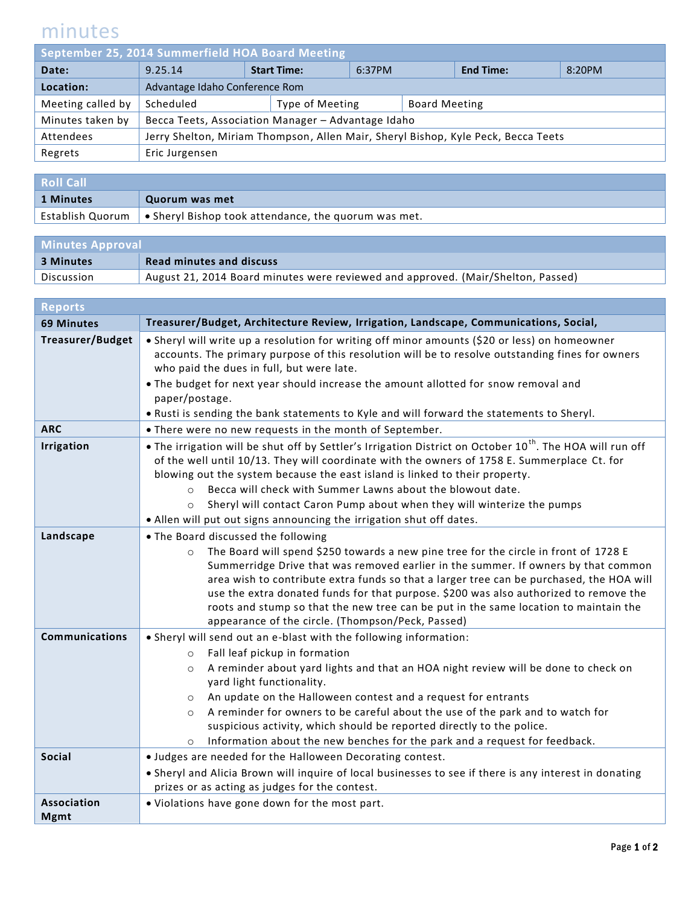# minutes

| September 25, 2014 Summerfield HOA Board Meeting | | | | | |
|---|---|---|---|---|---|
| **Date:** | 9.25.14 | **Start Time:** | 6:37PM | **End Time:** | 8:20PM |
| **Location:** | Advantage Idaho Conference Rom | | | | |
| Meeting called by | Scheduled | Type of Meeting | Board Meeting | | |
| Minutes taken by | Becca Teets, Association Manager – Advantage Idaho | | | | |
| Attendees | Jerry Shelton, Miriam Thompson, Allen Mair, Sheryl Bishop, Kyle Peck, Becca Teets | | | | |
| Regrets | Eric Jurgensen | | | | |

## Roll Call

| 1 Minutes | Quorum was met |
|---|---|
| Establish Quorum | • Sheryl Bishop took attendance, the quorum was met. |

## Minutes Approval

| 3 Minutes | Read minutes and discuss |
|---|---|
| Discussion | August 21, 2014 Board minutes were reviewed and approved. (Mair/Shelton, Passed) |

## Reports

| 69 Minutes | Treasurer/Budget, Architecture Review, Irrigation, Landscape, Communications, Social, |
|---|---|
| **Treasurer/Budget** | • Sheryl will write up a resolution for writing off minor amounts ($20 or less) on homeowner accounts. The primary purpose of this resolution will be to resolve outstanding fines for owners who paid the dues in full, but were late.<br>• The budget for next year should increase the amount allotted for snow removal and paper/postage.<br>• Rusti is sending the bank statements to Kyle and will forward the statements to Sheryl. |
| **ARC** | • There were no new requests in the month of September. |
| **Irrigation** | • The irrigation will be shut off by Settler's Irrigation District on October 10th. The HOA will run off of the well until 10/13. They will coordinate with the owners of 1758 E. Summerplace Ct. for blowing out the system because the east island is linked to their property.<br>  ○ Becca will check with Summer Lawns about the blowout date.<br>  ○ Sheryl will contact Caron Pump about when they will winterize the pumps<br>• Allen will put out signs announcing the irrigation shut off dates. |
| **Landscape** | • The Board discussed the following<br>  ○ The Board will spend $250 towards a new pine tree for the circle in front of 1728 E Summerridge Drive that was removed earlier in the summer. If owners by that common area wish to contribute extra funds so that a larger tree can be purchased, the HOA will use the extra donated funds for that purpose. $200 was also authorized to remove the roots and stump so that the new tree can be put in the same location to maintain the appearance of the circle. (Thompson/Peck, Passed) |
| **Communications** | • Sheryl will send out an e-blast with the following information:<br>  ○ Fall leaf pickup in formation<br>  ○ A reminder about yard lights and that an HOA night review will be done to check on yard light functionality.<br>  ○ An update on the Halloween contest and a request for entrants<br>  ○ A reminder for owners to be careful about the use of the park and to watch for suspicious activity, which should be reported directly to the police.<br>  ○ Information about the new benches for the park and a request for feedback. |
| **Social** | • Judges are needed for the Halloween Decorating contest.<br>• Sheryl and Alicia Brown will inquire of local businesses to see if there is any interest in donating prizes or as acting as judges for the contest. |
| **Association Mgmt** | • Violations have gone down for the most part. |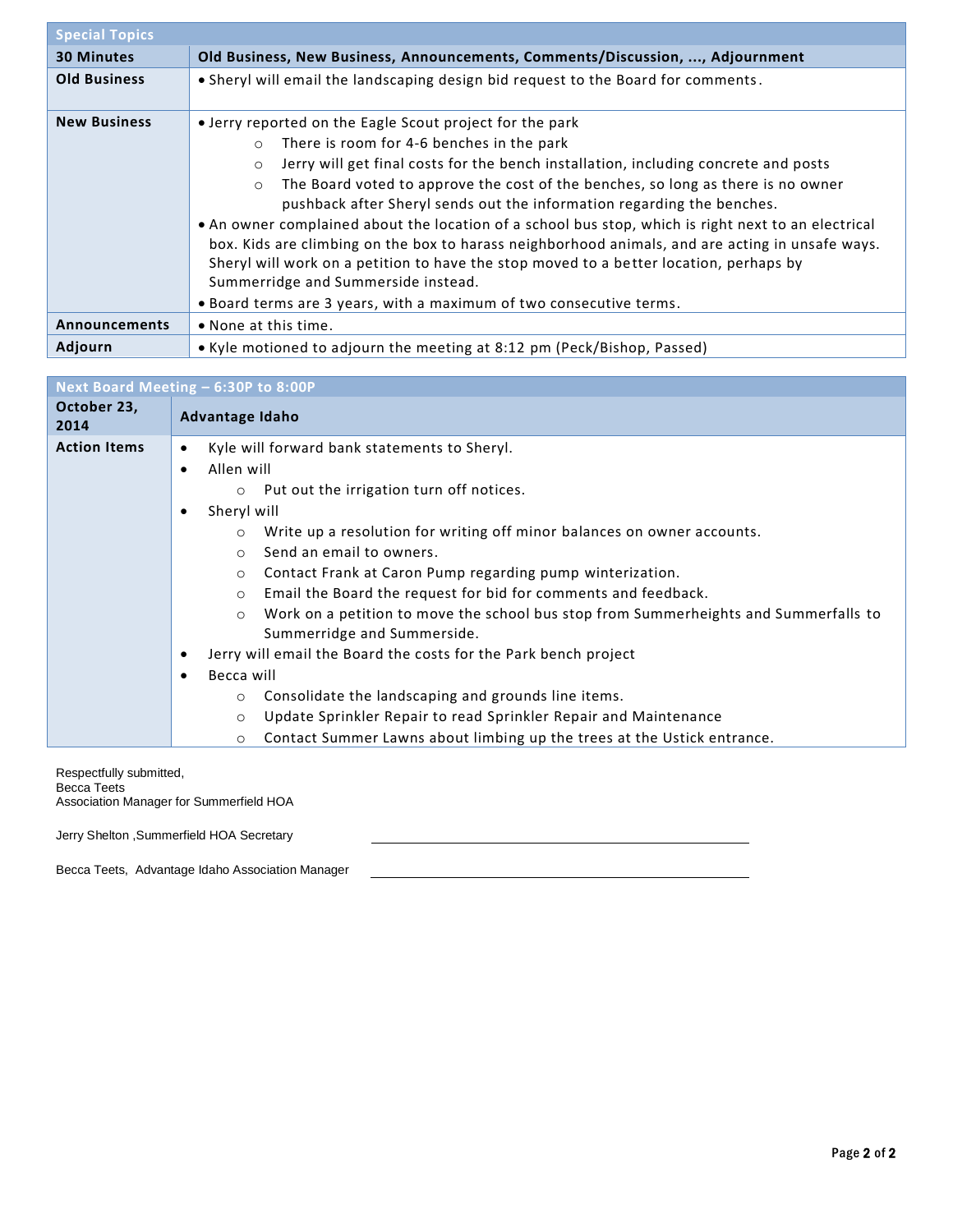| Special Topics | |
|---|---|
| **30 Minutes** | **Old Business, New Business, Announcements, Comments/Discussion, ..., Adjournment** |
| **Old Business** | • Sheryl will email the landscaping design bid request to the Board for comments. |
| **New Business** | • Jerry reported on the Eagle Scout project for the park<br>  ○ There is room for 4-6 benches in the park<br>  ○ Jerry will get final costs for the bench installation, including concrete and posts<br>  ○ The Board voted to approve the cost of the benches, so long as there is no owner pushback after Sheryl sends out the information regarding the benches.<br>• An owner complained about the location of a school bus stop, which is right next to an electrical box. Kids are climbing on the box to harass neighborhood animals, and are acting in unsafe ways. Sheryl will work on a petition to have the stop moved to a better location, perhaps by Summerridge and Summerside instead.<br>• Board terms are 3 years, with a maximum of two consecutive terms. |
| **Announcements** | • None at this time. |
| **Adjourn** | • Kyle motioned to adjourn the meeting at 8:12 pm (Peck/Bishop, Passed) |

| Next Board Meeting – 6:30P to 8:00P | |
|---|---|
| **October 23, 2014** | **Advantage Idaho** |
| **Action Items** | • Kyle will forward bank statements to Sheryl.<br>• Allen will<br>  ○ Put out the irrigation turn off notices.<br>• Sheryl will<br>  ○ Write up a resolution for writing off minor balances on owner accounts.<br>  ○ Send an email to owners.<br>  ○ Contact Frank at Caron Pump regarding pump winterization.<br>  ○ Email the Board the request for bid for comments and feedback.<br>  ○ Work on a petition to move the school bus stop from Summerheights and Summerfalls to Summerridge and Summerside.<br>• Jerry will email the Board the costs for the Park bench project<br>• Becca will<br>  ○ Consolidate the landscaping and grounds line items.<br>  ○ Update Sprinkler Repair to read Sprinkler Repair and Maintenance<br>  ○ Contact Summer Lawns about limbing up the trees at the Ustick entrance. |

Respectfully submitted,
Becca Teets
Association Manager for Summerfield HOA

Jerry Shelton ,Summerfield HOA Secretary \_\_\_\_\_\_\_\_\_\_\_\_\_\_\_\_\_\_\_\_\_\_\_\_\_\_\_\_\_\_

Becca Teets, Advantage Idaho Association Manager \_\_\_\_\_\_\_\_\_\_\_\_\_\_\_\_\_\_\_\_\_\_\_\_\_\_\_\_\_\_